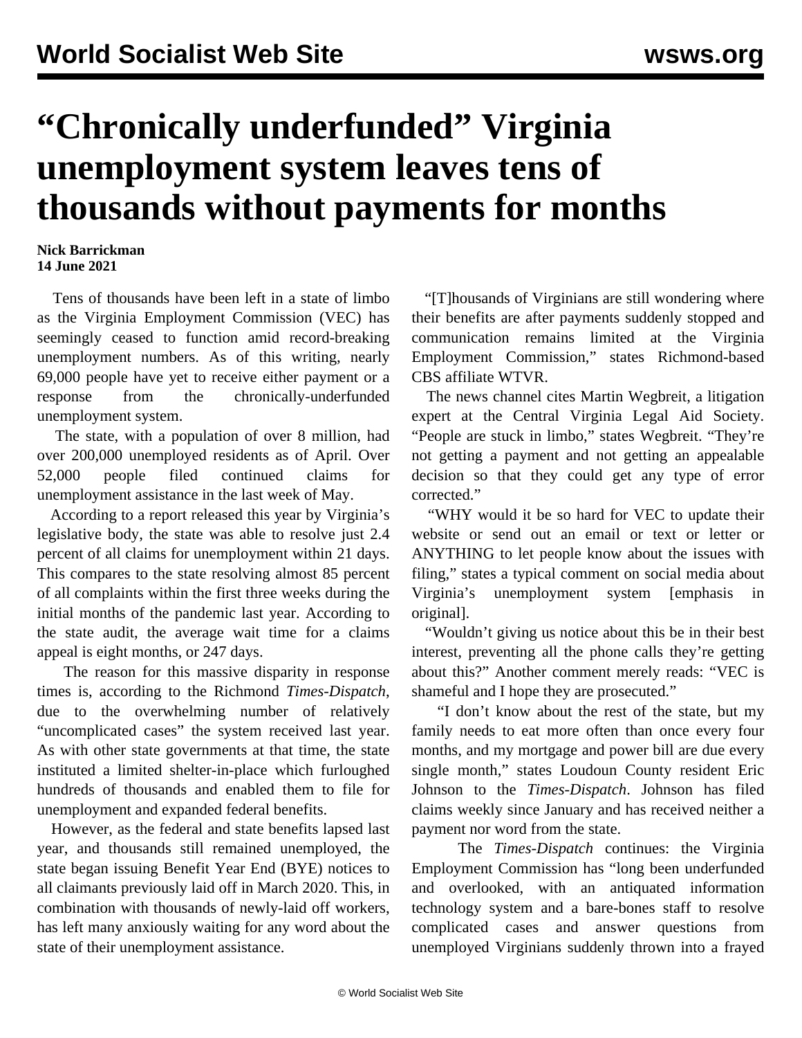# "Chronically underfunded" Virginia unemployment system leaves tens of thousands without payments for months

**Nick Barrickman**
**14 June 2021**

Tens of thousands have been left in a state of limbo as the Virginia Employment Commission (VEC) has seemingly ceased to function amid record-breaking unemployment numbers. As of this writing, nearly 69,000 people have yet to receive either payment or a response from the chronically-underfunded unemployment system.

The state, with a population of over 8 million, had over 200,000 unemployed residents as of April. Over 52,000 people filed continued claims for unemployment assistance in the last week of May.

According to a report released this year by Virginia's legislative body, the state was able to resolve just 2.4 percent of all claims for unemployment within 21 days. This compares to the state resolving almost 85 percent of all complaints within the first three weeks during the initial months of the pandemic last year. According to the state audit, the average wait time for a claims appeal is eight months, or 247 days.

The reason for this massive disparity in response times is, according to the Richmond *Times-Dispatch*, due to the overwhelming number of relatively "uncomplicated cases" the system received last year. As with other state governments at that time, the state instituted a limited shelter-in-place which furloughed hundreds of thousands and enabled them to file for unemployment and expanded federal benefits.

However, as the federal and state benefits lapsed last year, and thousands still remained unemployed, the state began issuing Benefit Year End (BYE) notices to all claimants previously laid off in March 2020. This, in combination with thousands of newly-laid off workers, has left many anxiously waiting for any word about the state of their unemployment assistance.

"[T]housands of Virginians are still wondering where their benefits are after payments suddenly stopped and communication remains limited at the Virginia Employment Commission," states Richmond-based CBS affiliate WTVR.

The news channel cites Martin Wegbreit, a litigation expert at the Central Virginia Legal Aid Society. "People are stuck in limbo," states Wegbreit. "They're not getting a payment and not getting an appealable decision so that they could get any type of error corrected."

"WHY would it be so hard for VEC to update their website or send out an email or text or letter or ANYTHING to let people know about the issues with filing," states a typical comment on social media about Virginia's unemployment system [emphasis in original].

"Wouldn't giving us notice about this be in their best interest, preventing all the phone calls they're getting about this?" Another comment merely reads: "VEC is shameful and I hope they are prosecuted."

"I don't know about the rest of the state, but my family needs to eat more often than once every four months, and my mortgage and power bill are due every single month," states Loudoun County resident Eric Johnson to the *Times-Dispatch*. Johnson has filed claims weekly since January and has received neither a payment nor word from the state.

The *Times-Dispatch* continues: the Virginia Employment Commission has "long been underfunded and overlooked, with an antiquated information technology system and a bare-bones staff to resolve complicated cases and answer questions from unemployed Virginians suddenly thrown into a frayed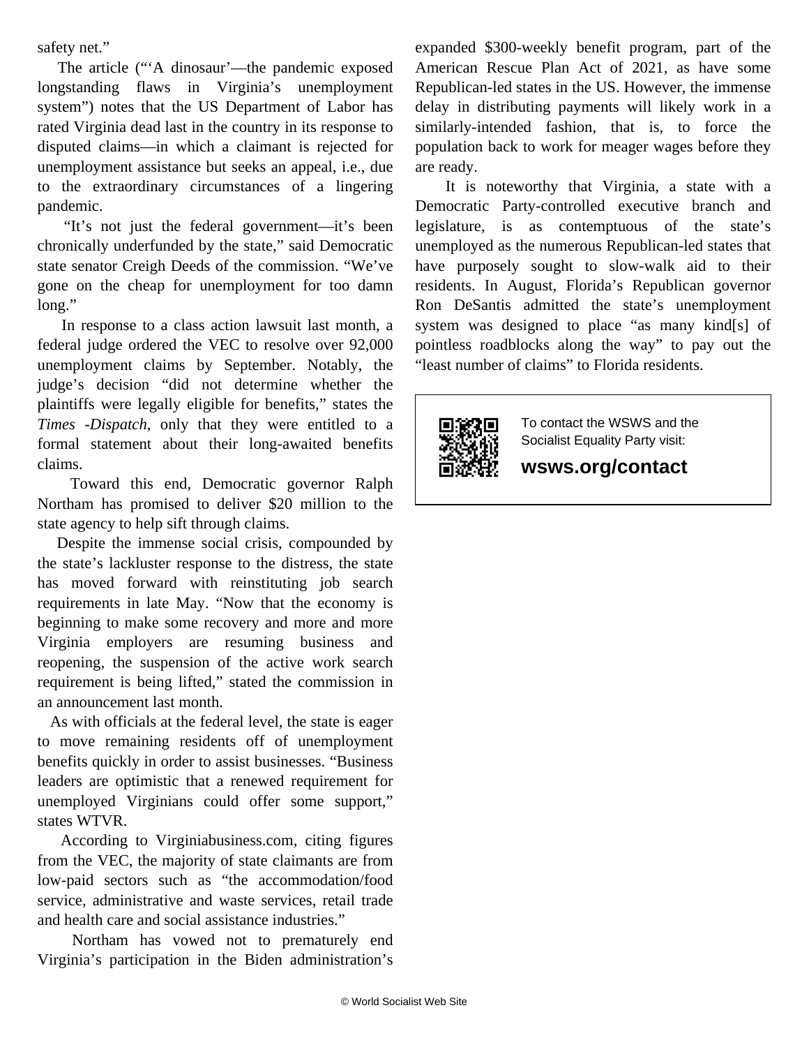safety net."

The article ("'A dinosaur'—the pandemic exposed longstanding flaws in Virginia's unemployment system") notes that the US Department of Labor has rated Virginia dead last in the country in its response to disputed claims—in which a claimant is rejected for unemployment assistance but seeks an appeal, i.e., due to the extraordinary circumstances of a lingering pandemic.

"It's not just the federal government—it's been chronically underfunded by the state," said Democratic state senator Creigh Deeds of the commission. "We've gone on the cheap for unemployment for too damn long."

In response to a class action lawsuit last month, a federal judge ordered the VEC to resolve over 92,000 unemployment claims by September. Notably, the judge's decision "did not determine whether the plaintiffs were legally eligible for benefits," states the *Times -Dispatch*, only that they were entitled to a formal statement about their long-awaited benefits claims.

Toward this end, Democratic governor Ralph Northam has promised to deliver $20 million to the state agency to help sift through claims.

Despite the immense social crisis, compounded by the state's lackluster response to the distress, the state has moved forward with reinstituting job search requirements in late May. "Now that the economy is beginning to make some recovery and more and more Virginia employers are resuming business and reopening, the suspension of the active work search requirement is being lifted," stated the commission in an announcement last month.

As with officials at the federal level, the state is eager to move remaining residents off of unemployment benefits quickly in order to assist businesses. "Business leaders are optimistic that a renewed requirement for unemployed Virginians could offer some support," states WTVR.

According to Virginiabusiness.com, citing figures from the VEC, the majority of state claimants are from low-paid sectors such as "the accommodation/food service, administrative and waste services, retail trade and health care and social assistance industries."

Northam has vowed not to prematurely end Virginia's participation in the Biden administration's expanded $300-weekly benefit program, part of the American Rescue Plan Act of 2021, as have some Republican-led states in the US. However, the immense delay in distributing payments will likely work in a similarly-intended fashion, that is, to force the population back to work for meager wages before they are ready.

It is noteworthy that Virginia, a state with a Democratic Party-controlled executive branch and legislature, is as contemptuous of the state's unemployed as the numerous Republican-led states that have purposely sought to slow-walk aid to their residents. In August, Florida's Republican governor Ron DeSantis admitted the state's unemployment system was designed to place "as many kind[s] of pointless roadblocks along the way" to pay out the "least number of claims" to Florida residents.

To contact the WSWS and the Socialist Equality Party visit:

**wsws.org/contact**